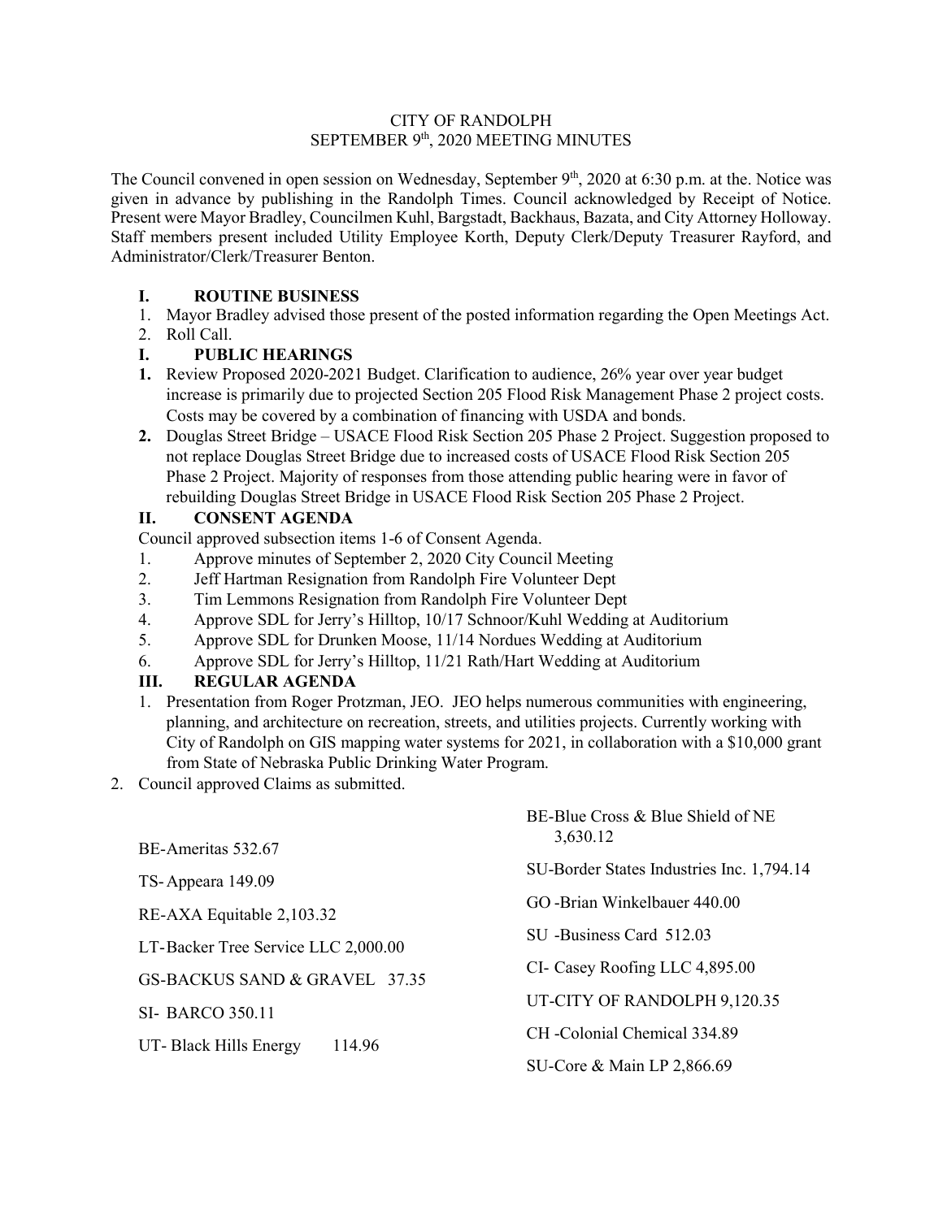# CITY OF RANDOLPH
## SEPTEMBER 9th, 2020 MEETING MINUTES

The Council convened in open session on Wednesday, September 9th, 2020 at 6:30 p.m. at the. Notice was given in advance by publishing in the Randolph Times. Council acknowledged by Receipt of Notice. Present were Mayor Bradley, Councilmen Kuhl, Bargstadt, Backhaus, Bazata, and City Attorney Holloway. Staff members present included Utility Employee Korth, Deputy Clerk/Deputy Treasurer Rayford, and Administrator/Clerk/Treasurer Benton.

### I. ROUTINE BUSINESS

1. Mayor Bradley advised those present of the posted information regarding the Open Meetings Act.
2. Roll Call.

### I. PUBLIC HEARINGS

1. Review Proposed 2020-2021 Budget. Clarification to audience, 26% year over year budget increase is primarily due to projected Section 205 Flood Risk Management Phase 2 project costs. Costs may be covered by a combination of financing with USDA and bonds.
2. Douglas Street Bridge – USACE Flood Risk Section 205 Phase 2 Project. Suggestion proposed to not replace Douglas Street Bridge due to increased costs of USACE Flood Risk Section 205 Phase 2 Project. Majority of responses from those attending public hearing were in favor of rebuilding Douglas Street Bridge in USACE Flood Risk Section 205 Phase 2 Project.

### II. CONSENT AGENDA

Council approved subsection items 1-6 of Consent Agenda.

1. Approve minutes of September 2, 2020 City Council Meeting
2. Jeff Hartman Resignation from Randolph Fire Volunteer Dept
3. Tim Lemmons Resignation from Randolph Fire Volunteer Dept
4. Approve SDL for Jerry's Hilltop, 10/17 Schnoor/Kuhl Wedding at Auditorium
5. Approve SDL for Drunken Moose, 11/14 Nordues Wedding at Auditorium
6. Approve SDL for Jerry's Hilltop, 11/21 Rath/Hart Wedding at Auditorium

### III. REGULAR AGENDA

1. Presentation from Roger Protzman, JEO. JEO helps numerous communities with engineering, planning, and architecture on recreation, streets, and utilities projects. Currently working with City of Randolph on GIS mapping water systems for 2021, in collaboration with a $10,000 grant from State of Nebraska Public Drinking Water Program.
2. Council approved Claims as submitted.

BE-Ameritas 532.67

TS- Appeara 149.09

RE-AXA Equitable 2,103.32

LT-Backer Tree Service LLC 2,000.00

GS-BACKUS SAND & GRAVEL 37.35

SI- BARCO 350.11

UT- Black Hills Energy 114.96

BE-Blue Cross & Blue Shield of NE 3,630.12

SU-Border States Industries Inc. 1,794.14

GO -Brian Winkelbauer 440.00

SU -Business Card 512.03

CI- Casey Roofing LLC 4,895.00

UT-CITY OF RANDOLPH 9,120.35

CH -Colonial Chemical 334.89

SU-Core & Main LP 2,866.69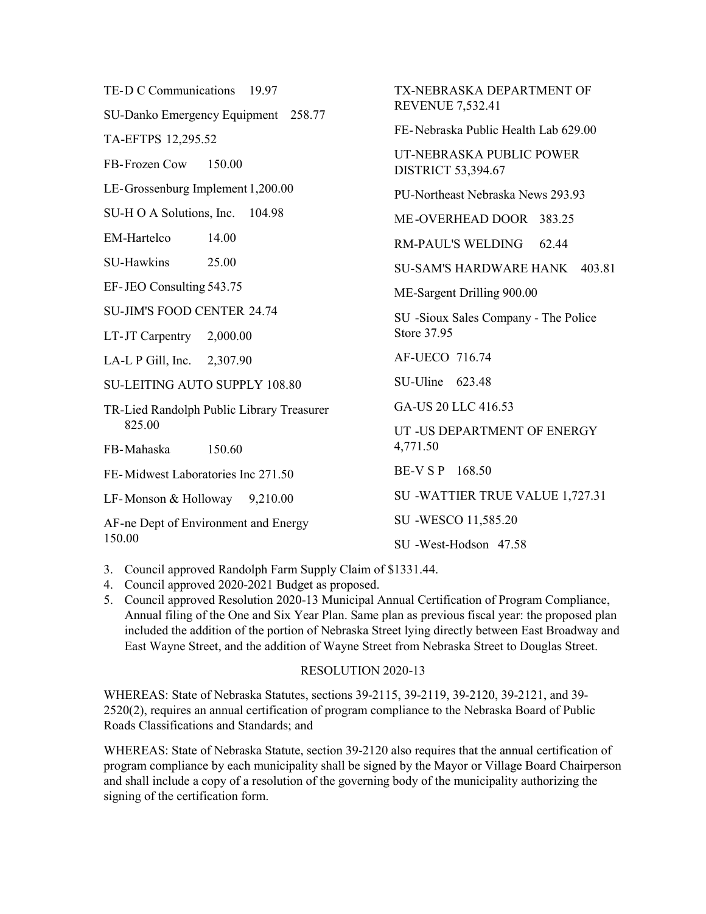TE-D C Communications 19.97

SU-Danko Emergency Equipment 258.77

TA-EFTPS 12,295.52

FB-Frozen Cow 150.00

LE-Grossenburg Implement 1,200.00

SU-H O A Solutions, Inc. 104.98

EM-Hartelco 14.00

SU-Hawkins 25.00

EF-JEO Consulting 543.75

SU-JIM'S FOOD CENTER 24.74

LT-JT Carpentry 2,000.00

LA-L P Gill, Inc. 2,307.90

SU-LEITING AUTO SUPPLY 108.80

TR-Lied Randolph Public Library Treasurer 825.00

FB-Mahaska 150.60

FE-Midwest Laboratories Inc 271.50

LF-Monson & Holloway 9,210.00

AF-ne Dept of Environment and Energy 150.00

TX-NEBRASKA DEPARTMENT OF REVENUE 7,532.41

FE-Nebraska Public Health Lab 629.00

UT-NEBRASKA PUBLIC POWER DISTRICT 53,394.67

PU-Northeast Nebraska News 293.93

ME-OVERHEAD DOOR 383.25

RM-PAUL'S WELDING 62.44

SU-SAM'S HARDWARE HANK 403.81

ME-Sargent Drilling 900.00

SU -Sioux Sales Company - The Police Store 37.95

AF-UECO 716.74

SU-Uline 623.48

GA-US 20 LLC 416.53

UT -US DEPARTMENT OF ENERGY 4,771.50

BE-V S P 168.50

SU -WATTIER TRUE VALUE 1,727.31

SU -WESCO 11,585.20

SU -West-Hodson 47.58

3. Council approved Randolph Farm Supply Claim of $1331.44.
4. Council approved 2020-2021 Budget as proposed.
5. Council approved Resolution 2020-13 Municipal Annual Certification of Program Compliance, Annual filing of the One and Six Year Plan. Same plan as previous fiscal year: the proposed plan included the addition of the portion of Nebraska Street lying directly between East Broadway and East Wayne Street, and the addition of Wayne Street from Nebraska Street to Douglas Street.

RESOLUTION 2020-13

WHEREAS: State of Nebraska Statutes, sections 39-2115, 39-2119, 39-2120, 39-2121, and 39-2520(2), requires an annual certification of program compliance to the Nebraska Board of Public Roads Classifications and Standards; and

WHEREAS: State of Nebraska Statute, section 39-2120 also requires that the annual certification of program compliance by each municipality shall be signed by the Mayor or Village Board Chairperson and shall include a copy of a resolution of the governing body of the municipality authorizing the signing of the certification form.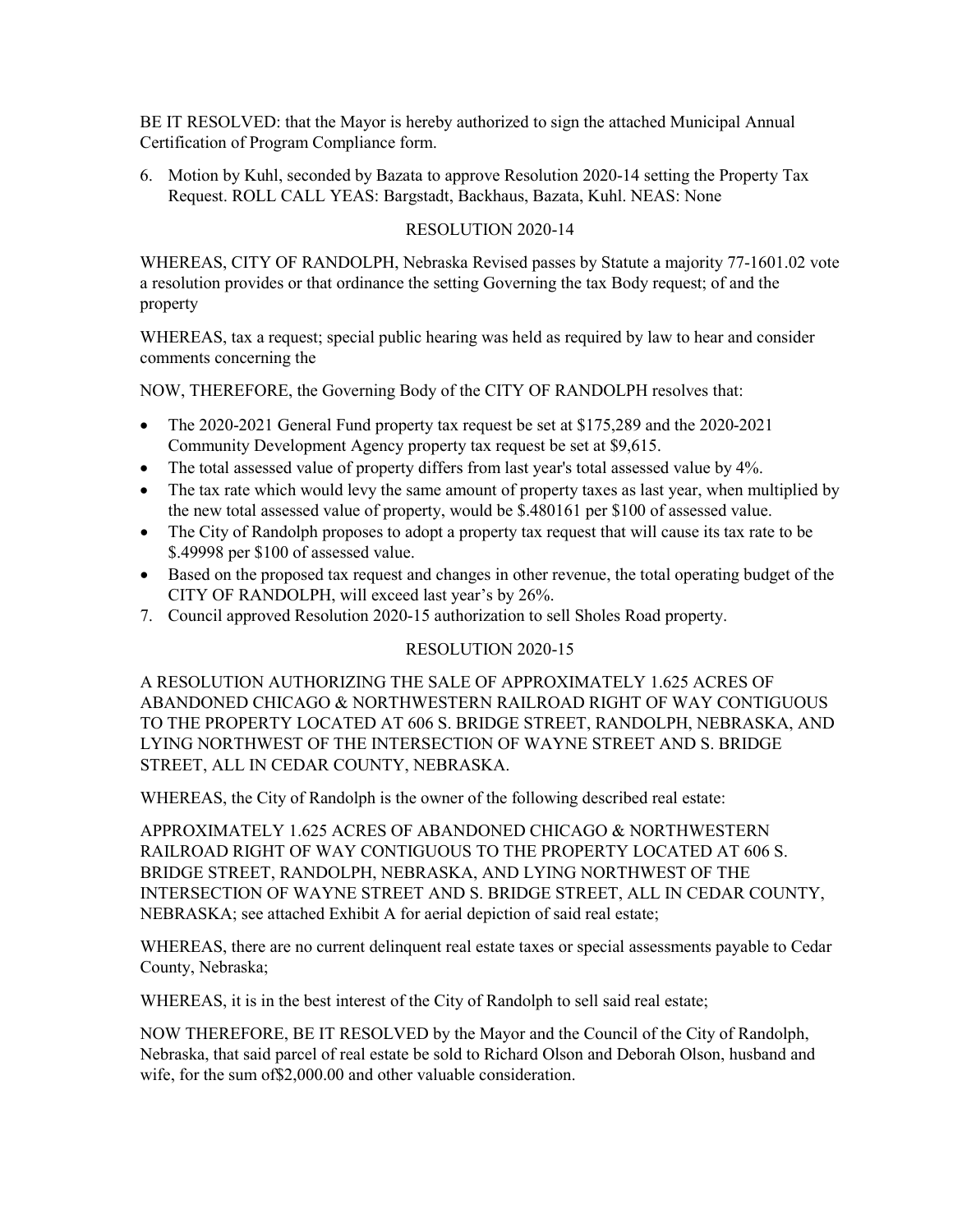BE IT RESOLVED: that the Mayor is hereby authorized to sign the attached Municipal Annual Certification of Program Compliance form.

6. Motion by Kuhl, seconded by Bazata to approve Resolution 2020-14 setting the Property Tax Request. ROLL CALL YEAS: Bargstadt, Backhaus, Bazata, Kuhl. NEAS: None

RESOLUTION 2020-14

WHEREAS, CITY OF RANDOLPH, Nebraska Revised passes by Statute a majority 77-1601.02 vote a resolution provides or that ordinance the setting Governing the tax Body request; of and the property

WHEREAS, tax a request; special public hearing was held as required by law to hear and consider comments concerning the

NOW, THEREFORE, the Governing Body of the CITY OF RANDOLPH resolves that:

- The 2020-2021 General Fund property tax request be set at $175,289 and the 2020-2021 Community Development Agency property tax request be set at $9,615.
- The total assessed value of property differs from last year's total assessed value by 4%.
- The tax rate which would levy the same amount of property taxes as last year, when multiplied by the new total assessed value of property, would be $.480161 per $100 of assessed value.
- The City of Randolph proposes to adopt a property tax request that will cause its tax rate to be $.49998 per $100 of assessed value.
- Based on the proposed tax request and changes in other revenue, the total operating budget of the CITY OF RANDOLPH, will exceed last year's by 26%.

7. Council approved Resolution 2020-15 authorization to sell Sholes Road property.

RESOLUTION 2020-15

A RESOLUTION AUTHORIZING THE SALE OF APPROXIMATELY 1.625 ACRES OF ABANDONED CHICAGO & NORTHWESTERN RAILROAD RIGHT OF WAY CONTIGUOUS TO THE PROPERTY LOCATED AT 606 S. BRIDGE STREET, RANDOLPH, NEBRASKA, AND LYING NORTHWEST OF THE INTERSECTION OF WAYNE STREET AND S. BRIDGE STREET, ALL IN CEDAR COUNTY, NEBRASKA.

WHEREAS, the City of Randolph is the owner of the following described real estate:

APPROXIMATELY 1.625 ACRES OF ABANDONED CHICAGO & NORTHWESTERN RAILROAD RIGHT OF WAY CONTIGUOUS TO THE PROPERTY LOCATED AT 606 S. BRIDGE STREET, RANDOLPH, NEBRASKA, AND LYING NORTHWEST OF THE INTERSECTION OF WAYNE STREET AND S. BRIDGE STREET, ALL IN CEDAR COUNTY, NEBRASKA; see attached Exhibit A for aerial depiction of said real estate;

WHEREAS, there are no current delinquent real estate taxes or special assessments payable to Cedar County, Nebraska;

WHEREAS, it is in the best interest of the City of Randolph to sell said real estate;

NOW THEREFORE, BE IT RESOLVED by the Mayor and the Council of the City of Randolph, Nebraska, that said parcel of real estate be sold to Richard Olson and Deborah Olson, husband and wife, for the sum of$2,000.00 and other valuable consideration.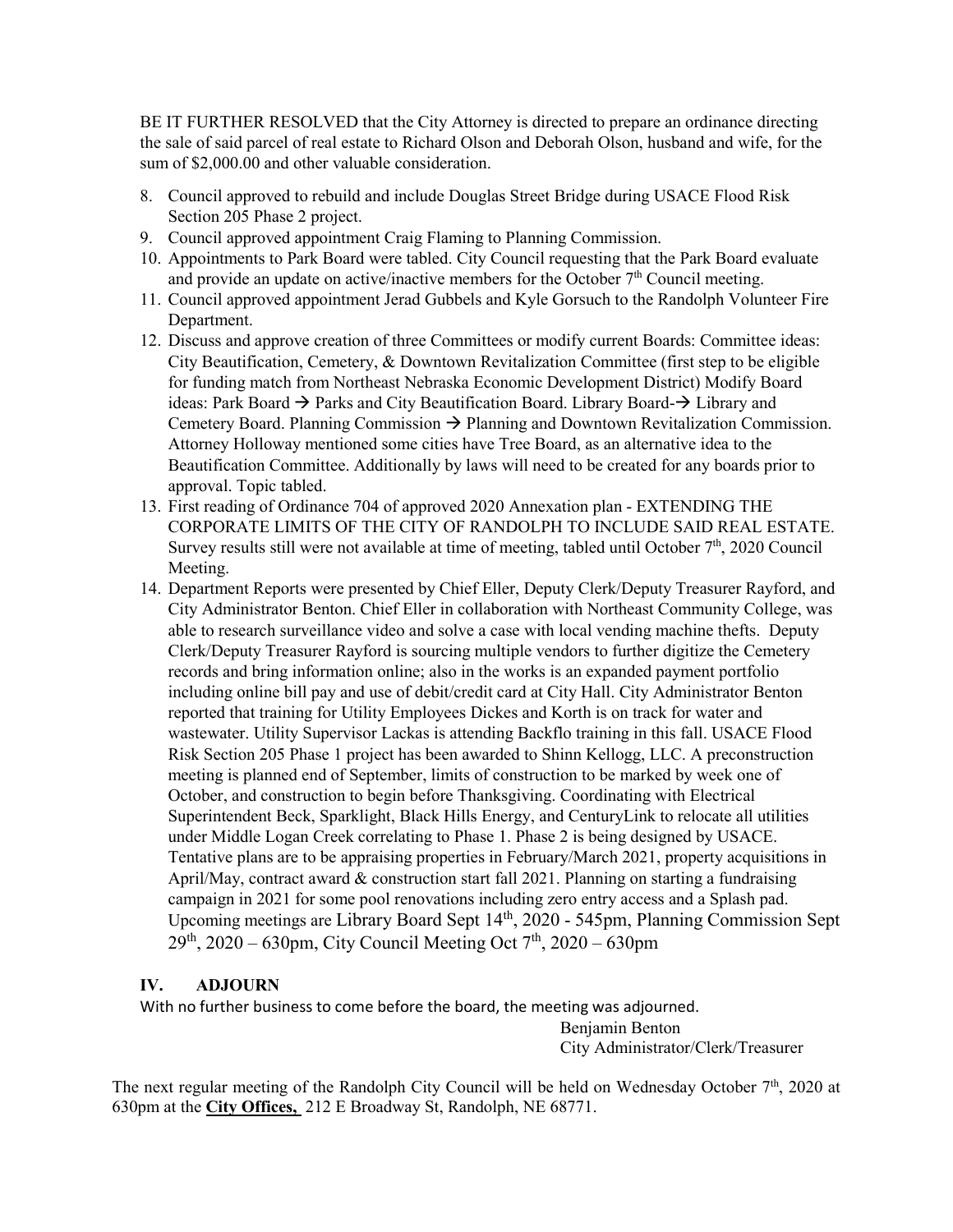BE IT FURTHER RESOLVED that the City Attorney is directed to prepare an ordinance directing the sale of said parcel of real estate to Richard Olson and Deborah Olson, husband and wife, for the sum of $2,000.00 and other valuable consideration.

8. Council approved to rebuild and include Douglas Street Bridge during USACE Flood Risk Section 205 Phase 2 project.
9. Council approved appointment Craig Flaming to Planning Commission.
10. Appointments to Park Board were tabled. City Council requesting that the Park Board evaluate and provide an update on active/inactive members for the October 7th Council meeting.
11. Council approved appointment Jerad Gubbels and Kyle Gorsuch to the Randolph Volunteer Fire Department.
12. Discuss and approve creation of three Committees or modify current Boards: Committee ideas: City Beautification, Cemetery, & Downtown Revitalization Committee (first step to be eligible for funding match from Northeast Nebraska Economic Development District) Modify Board ideas: Park Board → Parks and City Beautification Board. Library Board-→ Library and Cemetery Board. Planning Commission → Planning and Downtown Revitalization Commission. Attorney Holloway mentioned some cities have Tree Board, as an alternative idea to the Beautification Committee. Additionally by laws will need to be created for any boards prior to approval. Topic tabled.
13. First reading of Ordinance 704 of approved 2020 Annexation plan - EXTENDING THE CORPORATE LIMITS OF THE CITY OF RANDOLPH TO INCLUDE SAID REAL ESTATE. Survey results still were not available at time of meeting, tabled until October 7th, 2020 Council Meeting.
14. Department Reports were presented by Chief Eller, Deputy Clerk/Deputy Treasurer Rayford, and City Administrator Benton. Chief Eller in collaboration with Northeast Community College, was able to research surveillance video and solve a case with local vending machine thefts. Deputy Clerk/Deputy Treasurer Rayford is sourcing multiple vendors to further digitize the Cemetery records and bring information online; also in the works is an expanded payment portfolio including online bill pay and use of debit/credit card at City Hall. City Administrator Benton reported that training for Utility Employees Dickes and Korth is on track for water and wastewater. Utility Supervisor Lackas is attending Backflo training in this fall. USACE Flood Risk Section 205 Phase 1 project has been awarded to Shinn Kellogg, LLC. A preconstruction meeting is planned end of September, limits of construction to be marked by week one of October, and construction to begin before Thanksgiving. Coordinating with Electrical Superintendent Beck, Sparklight, Black Hills Energy, and CenturyLink to relocate all utilities under Middle Logan Creek correlating to Phase 1. Phase 2 is being designed by USACE. Tentative plans are to be appraising properties in February/March 2021, property acquisitions in April/May, contract award & construction start fall 2021. Planning on starting a fundraising campaign in 2021 for some pool renovations including zero entry access and a Splash pad. Upcoming meetings are Library Board Sept 14th, 2020 - 545pm, Planning Commission Sept 29th, 2020 – 630pm, City Council Meeting Oct 7th, 2020 – 630pm

## IV. ADJOURN

With no further business to come before the board, the meeting was adjourned.

Benjamin Benton
City Administrator/Clerk/Treasurer

The next regular meeting of the Randolph City Council will be held on Wednesday October 7th, 2020 at 630pm at the **City Offices,** 212 E Broadway St, Randolph, NE 68771.